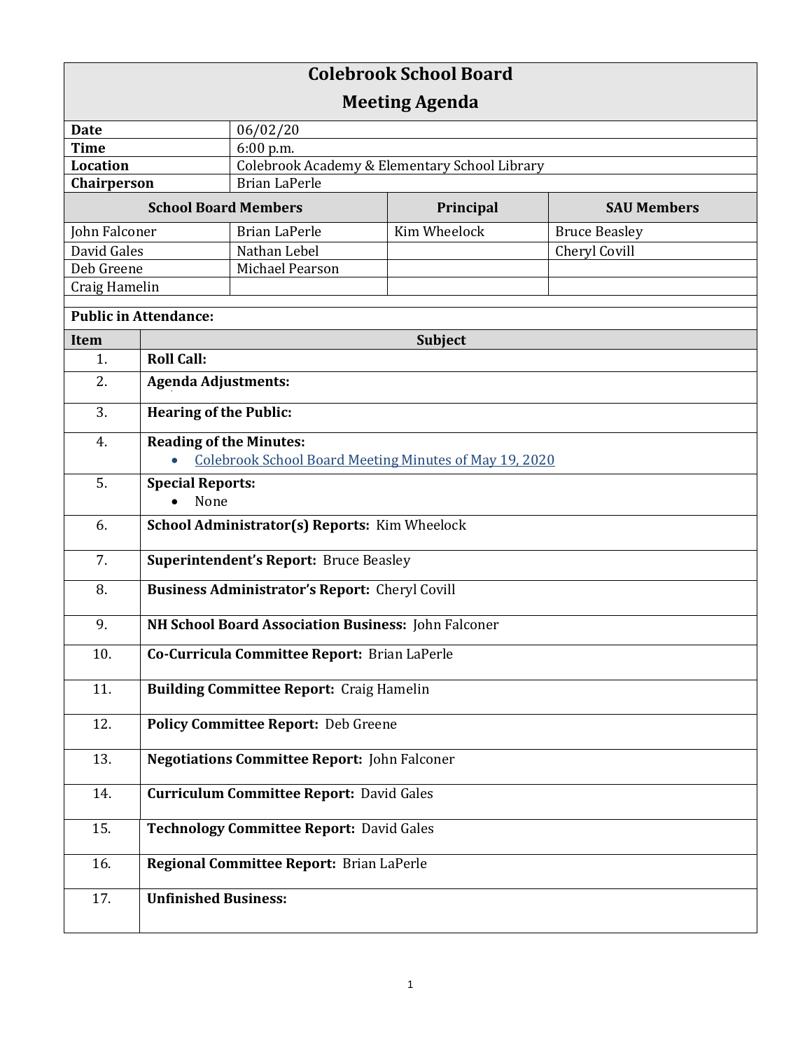# Colebrook School Board

## Meeting Agenda

| | |
|---|---|
| **Date** | 06/02/20 |
| **Time** | 6:00 p.m. |
| **Location** | Colebrook Academy & Elementary School Library |
| **Chairperson** | Brian LaPerle |

| **School Board Members** | | **Principal** | **SAU Members** |
|---|---|---|---|
| John Falconer | Brian LaPerle | Kim Wheelock | Bruce Beasley |
| David Gales | Nathan Lebel | | Cheryl Covill |
| Deb Greene | Michael Pearson | | |
| Craig Hamelin | | | |

**Public in Attendance:**

| **Item** | **Subject** |
|---|---|
| 1. | **Roll Call:** |
| 2. | **Agenda Adjustments:** |
| 3. | **Hearing of the Public:** |
| 4. | **Reading of the Minutes:**<br>• Colebrook School Board Meeting Minutes of May 19, 2020 |
| 5. | **Special Reports:**<br>• None |
| 6. | **School Administrator(s) Reports:** Kim Wheelock |
| 7. | **Superintendent's Report:** Bruce Beasley |
| 8. | **Business Administrator's Report:** Cheryl Covill |
| 9. | **NH School Board Association Business:** John Falconer |
| 10. | **Co-Curricula Committee Report:** Brian LaPerle |
| 11. | **Building Committee Report:** Craig Hamelin |
| 12. | **Policy Committee Report:** Deb Greene |
| 13. | **Negotiations Committee Report:** John Falconer |
| 14. | **Curriculum Committee Report:** David Gales |
| 15. | **Technology Committee Report:** David Gales |
| 16. | **Regional Committee Report:** Brian LaPerle |
| 17. | **Unfinished Business:** |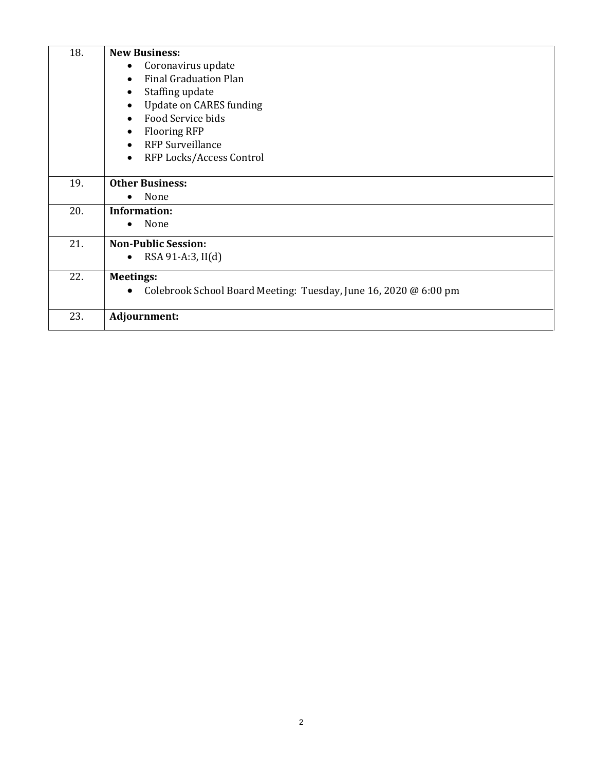| | |
|---|---|
| 18. | **New Business:**<br>• Coronavirus update<br>• Final Graduation Plan<br>• Staffing update<br>• Update on CARES funding<br>• Food Service bids<br>• Flooring RFP<br>• RFP Surveillance<br>• RFP Locks/Access Control |
| 19. | **Other Business:**<br>• None |
| 20. | **Information:**<br>• None |
| 21. | **Non-Public Session:**<br>• RSA 91-A:3, II(d) |
| 22. | **Meetings:**<br>• Colebrook School Board Meeting: Tuesday, June 16, 2020 @ 6:00 pm |
| 23. | **Adjournment:** |